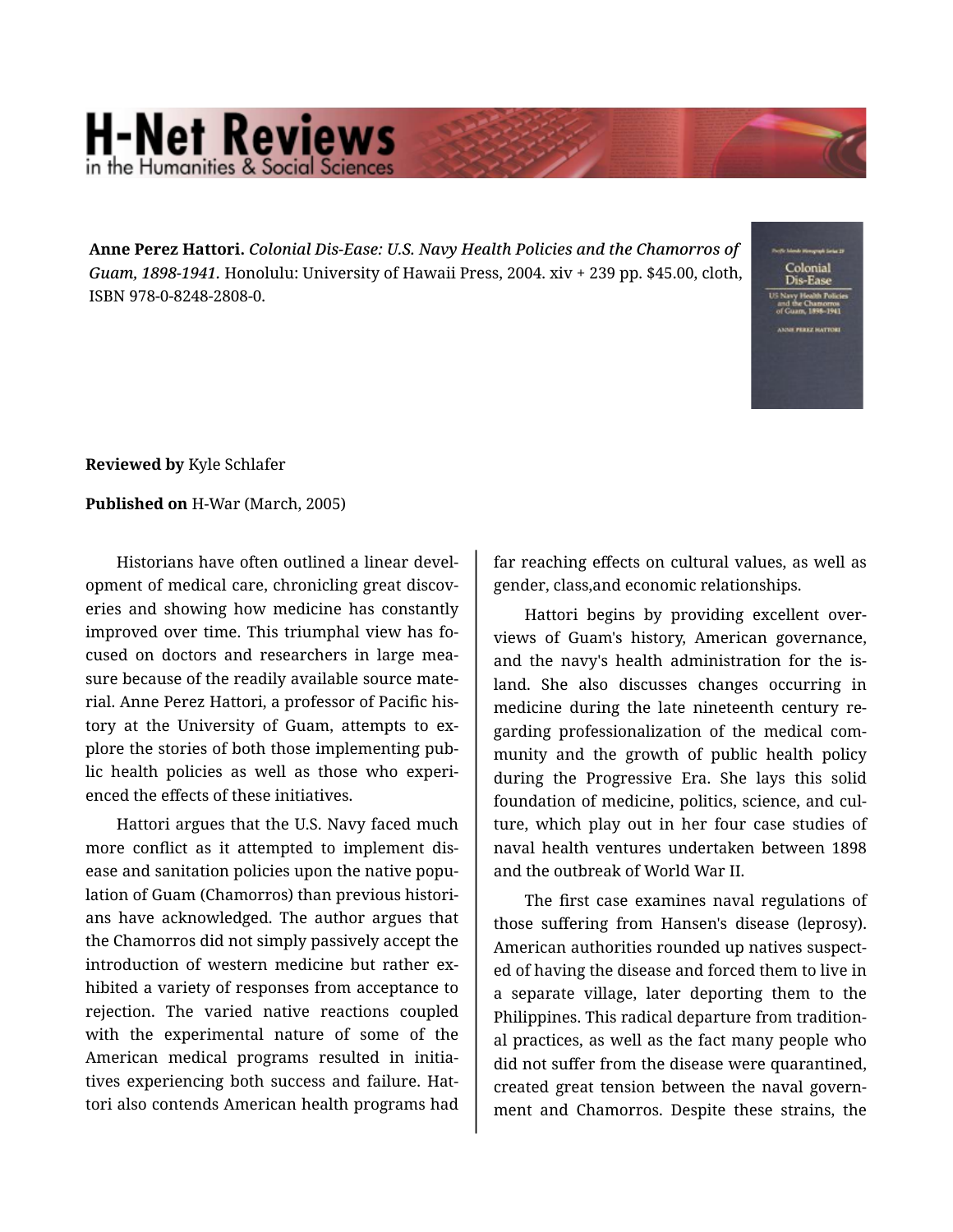# H-Net Reviews

in the Humanities & Social Sciences

**Anne Perez Hattori.** *Colonial Dis-Ease: U.S. Navy Health Policies and the Chamorros of Guam, 1898-1941*. Honolulu: University of Hawaii Press, 2004. xiv + 239 pp. $45.00, cloth, ISBN 978-0-8248-2808-0.

**Reviewed by** Kyle Schlafer

**Published on** H-War (March, 2005)

Historians have often outlined a linear development of medical care, chronicling great discoveries and showing how medicine has constantly improved over time. This triumphal view has focused on doctors and researchers in large measure because of the readily available source material. Anne Perez Hattori, a professor of Pacific history at the University of Guam, attempts to explore the stories of both those implementing public health policies as well as those who experienced the effects of these initiatives.

Hattori argues that the U.S. Navy faced much more conflict as it attempted to implement disease and sanitation policies upon the native population of Guam (Chamorros) than previous historians have acknowledged. The author argues that the Chamorros did not simply passively accept the introduction of western medicine but rather exhibited a variety of responses from acceptance to rejection. The varied native reactions coupled with the experimental nature of some of the American medical programs resulted in initiatives experiencing both success and failure. Hattori also contends American health programs had far reaching effects on cultural values, as well as gender, class,and economic relationships.

Hattori begins by providing excellent overviews of Guam's history, American governance, and the navy's health administration for the island. She also discusses changes occurring in medicine during the late nineteenth century regarding professionalization of the medical community and the growth of public health policy during the Progressive Era. She lays this solid foundation of medicine, politics, science, and culture, which play out in her four case studies of naval health ventures undertaken between 1898 and the outbreak of World War II.

The first case examines naval regulations of those suffering from Hansen's disease (leprosy). American authorities rounded up natives suspected of having the disease and forced them to live in a separate village, later deporting them to the Philippines. This radical departure from traditional practices, as well as the fact many people who did not suffer from the disease were quarantined, created great tension between the naval government and Chamorros. Despite these strains, the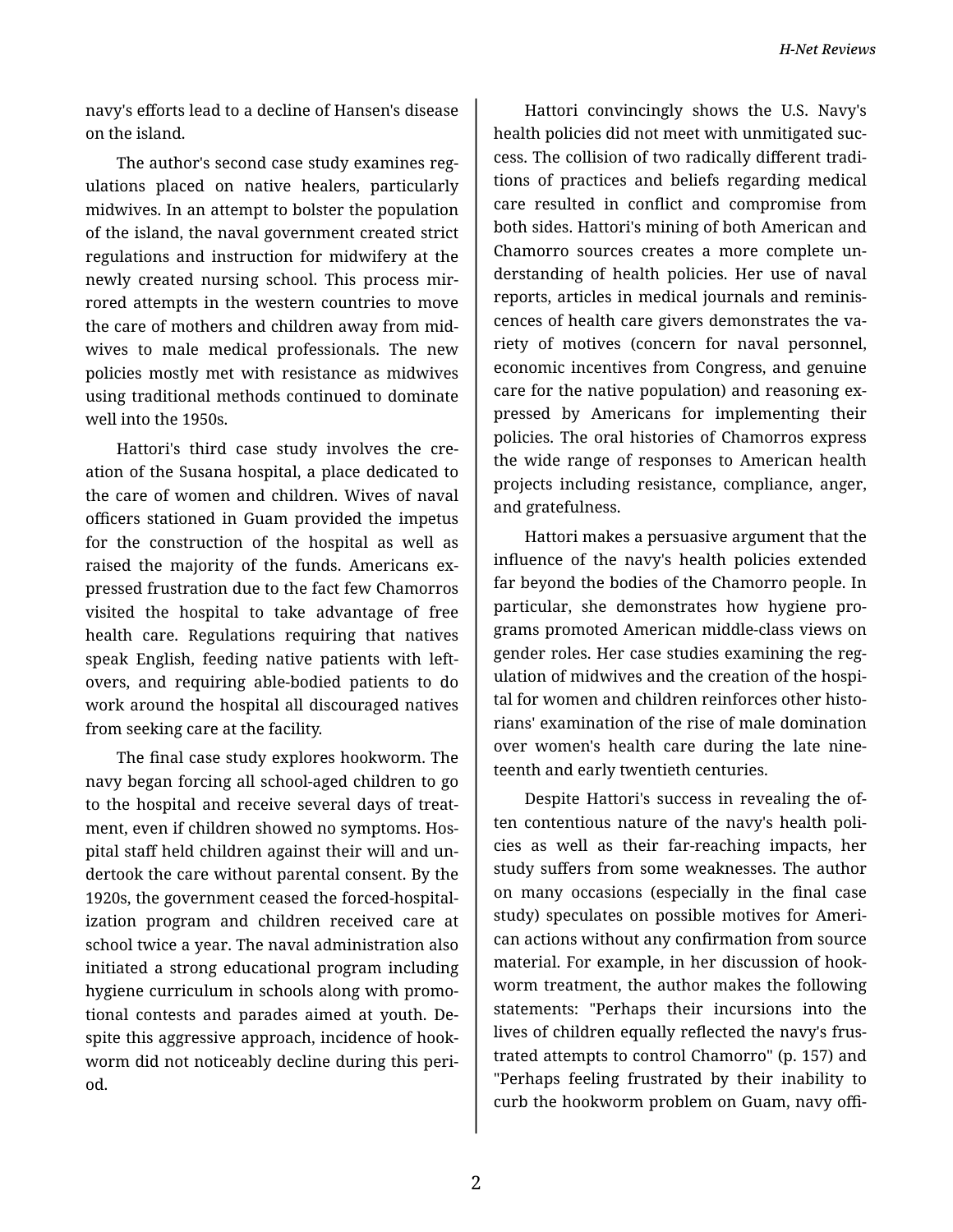navy's efforts lead to a decline of Hansen's disease on the island.

The author's second case study examines regulations placed on native healers, particularly midwives. In an attempt to bolster the population of the island, the naval government created strict regulations and instruction for midwifery at the newly created nursing school. This process mirrored attempts in the western countries to move the care of mothers and children away from midwives to male medical professionals. The new policies mostly met with resistance as midwives using traditional methods continued to dominate well into the 1950s.

Hattori's third case study involves the creation of the Susana hospital, a place dedicated to the care of women and children. Wives of naval officers stationed in Guam provided the impetus for the construction of the hospital as well as raised the majority of the funds. Americans expressed frustration due to the fact few Chamorros visited the hospital to take advantage of free health care. Regulations requiring that natives speak English, feeding native patients with leftovers, and requiring able-bodied patients to do work around the hospital all discouraged natives from seeking care at the facility.

The final case study explores hookworm. The navy began forcing all school-aged children to go to the hospital and receive several days of treatment, even if children showed no symptoms. Hospital staff held children against their will and undertook the care without parental consent. By the 1920s, the government ceased the forced-hospitalization program and children received care at school twice a year. The naval administration also initiated a strong educational program including hygiene curriculum in schools along with promotional contests and parades aimed at youth. Despite this aggressive approach, incidence of hookworm did not noticeably decline during this period.

Hattori convincingly shows the U.S. Navy's health policies did not meet with unmitigated success. The collision of two radically different traditions of practices and beliefs regarding medical care resulted in conflict and compromise from both sides. Hattori's mining of both American and Chamorro sources creates a more complete understanding of health policies. Her use of naval reports, articles in medical journals and reminiscences of health care givers demonstrates the variety of motives (concern for naval personnel, economic incentives from Congress, and genuine care for the native population) and reasoning expressed by Americans for implementing their policies. The oral histories of Chamorros express the wide range of responses to American health projects including resistance, compliance, anger, and gratefulness.

Hattori makes a persuasive argument that the influence of the navy's health policies extended far beyond the bodies of the Chamorro people. In particular, she demonstrates how hygiene programs promoted American middle-class views on gender roles. Her case studies examining the regulation of midwives and the creation of the hospital for women and children reinforces other historians' examination of the rise of male domination over women's health care during the late nineteenth and early twentieth centuries.

Despite Hattori's success in revealing the often contentious nature of the navy's health policies as well as their far-reaching impacts, her study suffers from some weaknesses. The author on many occasions (especially in the final case study) speculates on possible motives for American actions without any confirmation from source material. For example, in her discussion of hookworm treatment, the author makes the following statements: "Perhaps their incursions into the lives of children equally reflected the navy's frustrated attempts to control Chamorro" (p. 157) and "Perhaps feeling frustrated by their inability to curb the hookworm problem on Guam, navy offi-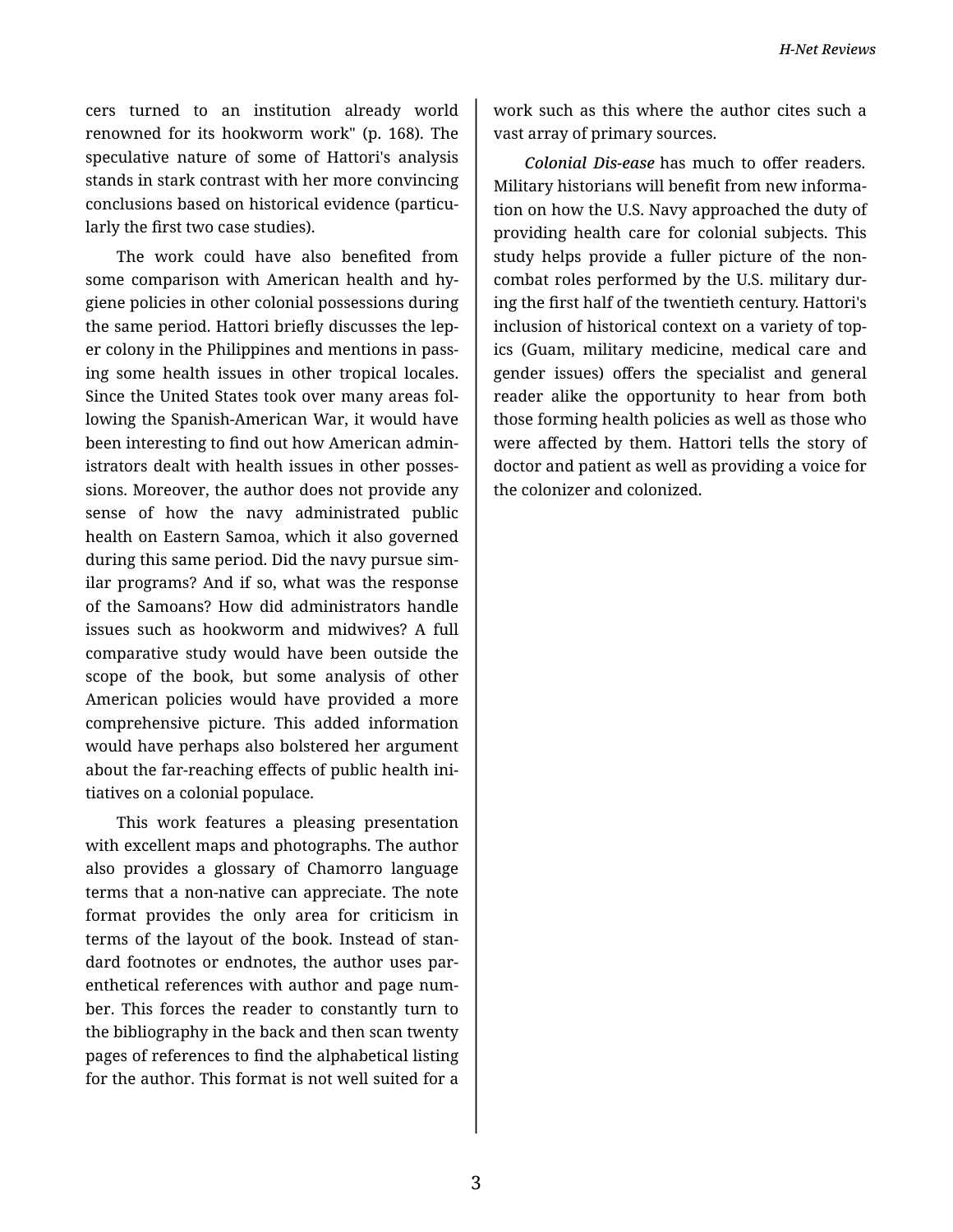cers turned to an institution already world renowned for its hookworm work" (p. 168). The speculative nature of some of Hattori's analysis stands in stark contrast with her more convincing conclusions based on historical evidence (particularly the first two case studies).

The work could have also benefited from some comparison with American health and hygiene policies in other colonial possessions during the same period. Hattori briefly discusses the leper colony in the Philippines and mentions in passing some health issues in other tropical locales. Since the United States took over many areas following the Spanish-American War, it would have been interesting to find out how American administrators dealt with health issues in other possessions. Moreover, the author does not provide any sense of how the navy administrated public health on Eastern Samoa, which it also governed during this same period. Did the navy pursue similar programs? And if so, what was the response of the Samoans? How did administrators handle issues such as hookworm and midwives? A full comparative study would have been outside the scope of the book, but some analysis of other American policies would have provided a more comprehensive picture. This added information would have perhaps also bolstered her argument about the far-reaching effects of public health initiatives on a colonial populace.

This work features a pleasing presentation with excellent maps and photographs. The author also provides a glossary of Chamorro language terms that a non-native can appreciate. The note format provides the only area for criticism in terms of the layout of the book. Instead of standard footnotes or endnotes, the author uses parenthetical references with author and page number. This forces the reader to constantly turn to the bibliography in the back and then scan twenty pages of references to find the alphabetical listing for the author. This format is not well suited for a work such as this where the author cites such a vast array of primary sources.

*Colonial Dis-ease* has much to offer readers. Military historians will benefit from new information on how the U.S. Navy approached the duty of providing health care for colonial subjects. This study helps provide a fuller picture of the non-combat roles performed by the U.S. military during the first half of the twentieth century. Hattori's inclusion of historical context on a variety of topics (Guam, military medicine, medical care and gender issues) offers the specialist and general reader alike the opportunity to hear from both those forming health policies as well as those who were affected by them. Hattori tells the story of doctor and patient as well as providing a voice for the colonizer and colonized.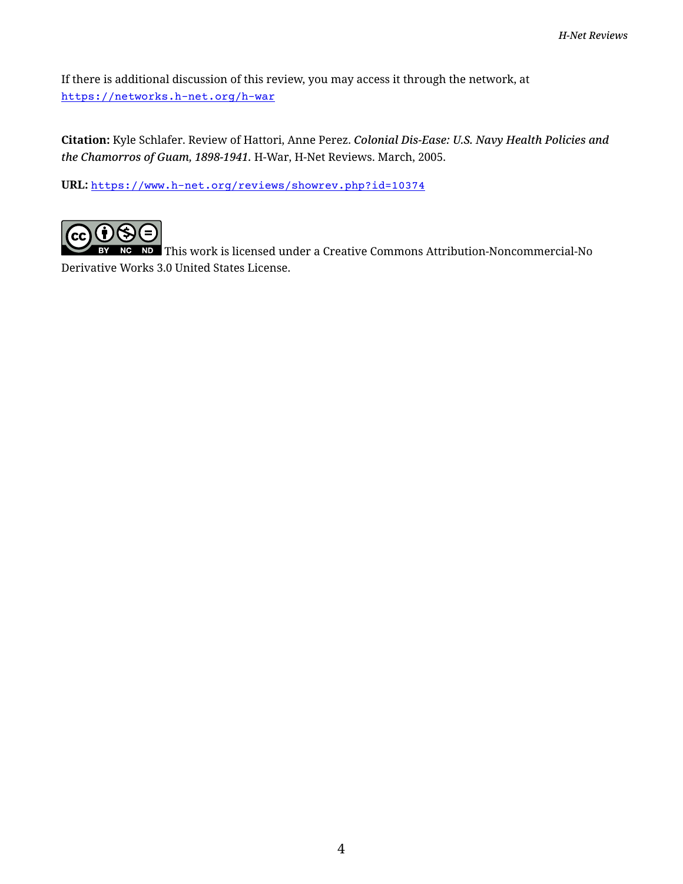If there is additional discussion of this review, you may access it through the network, at https://networks.h-net.org/h-war

**Citation:** Kyle Schlafer. Review of Hattori, Anne Perez. *Colonial Dis-Ease: U.S. Navy Health Policies and the Chamorros of Guam, 1898-1941.* H-War, H-Net Reviews. March, 2005.

**URL:** https://www.h-net.org/reviews/showrev.php?id=10374

This work is licensed under a Creative Commons Attribution-Noncommercial-No Derivative Works 3.0 United States License.